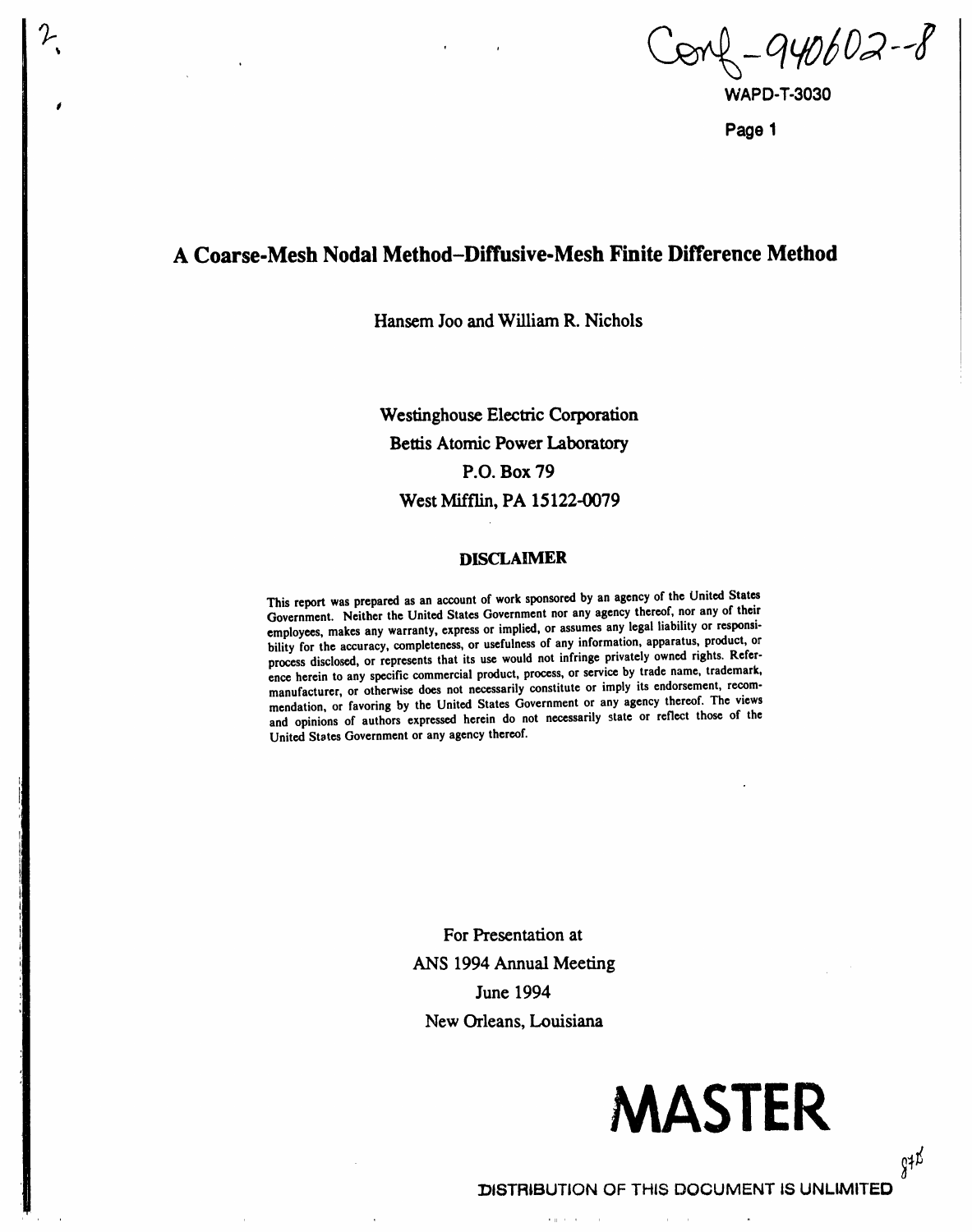Conf-940602--8

WAPD-T-3030

# A Coarse-Mesh Nodal Method–Diffusive-Mesh Finite Difference Method

Hansem Joo and William R. Nichols

Westinghouse Electric Corporation
Bettis Atomic Power Laboratory
P.O. Box 79
West Mifflin, PA 15122-0079

### DISCLAIMER

This report was prepared as an account of work sponsored by an agency of the United States Government. Neither the United States Government nor any agency thereof, nor any of their employees, makes any warranty, express or implied, or assumes any legal liability or responsibility for the accuracy, completeness, or usefulness of any information, apparatus, product, or process disclosed, or represents that its use would not infringe privately owned rights. Reference herein to any specific commercial product, process, or service by trade name, trademark, manufacturer, or otherwise does not necessarily constitute or imply its endorsement, recommendation, or favoring by the United States Government or any agency thereof. The views and opinions of authors expressed herein do not necessarily state or reflect those of the United States Government or any agency thereof.

For Presentation at
ANS 1994 Annual Meeting
June 1994
New Orleans, Louisiana

**MASTER**

DISTRIBUTION OF THIS DOCUMENT IS UNLIMITED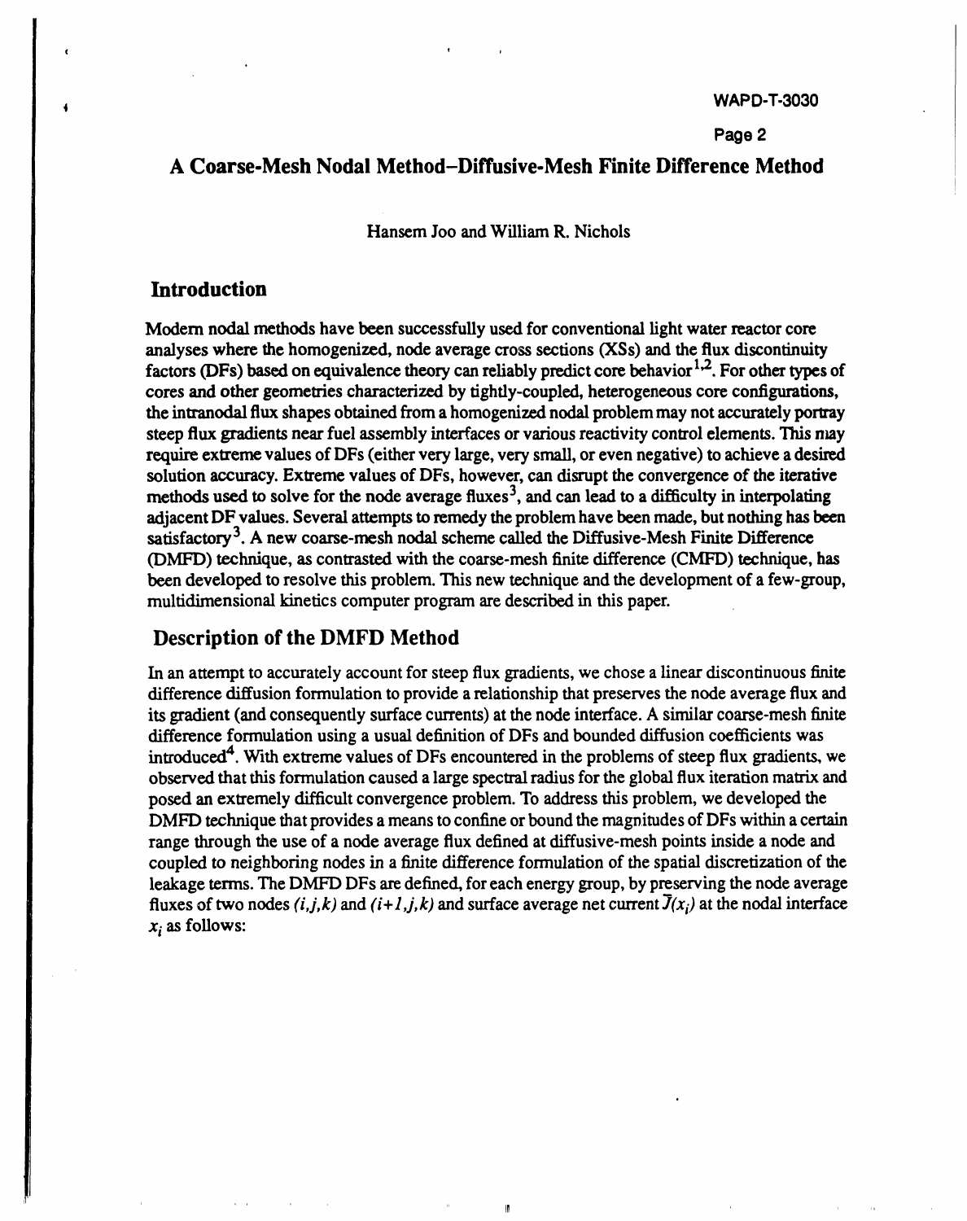# A Coarse-Mesh Nodal Method–Diffusive-Mesh Finite Difference Method

Hansem Joo and William R. Nichols

## Introduction

Modern nodal methods have been successfully used for conventional light water reactor core analyses where the homogenized, node average cross sections (XSs) and the flux discontinuity factors (DFs) based on equivalence theory can reliably predict core behavior[1,2]. For other types of cores and other geometries characterized by tightly-coupled, heterogeneous core configurations, the intranodal flux shapes obtained from a homogenized nodal problem may not accurately portray steep flux gradients near fuel assembly interfaces or various reactivity control elements. This may require extreme values of DFs (either very large, very small, or even negative) to achieve a desired solution accuracy. Extreme values of DFs, however, can disrupt the convergence of the iterative methods used to solve for the node average fluxes[3], and can lead to a difficulty in interpolating adjacent DF values. Several attempts to remedy the problem have been made, but nothing has been satisfactory[3]. A new coarse-mesh nodal scheme called the Diffusive-Mesh Finite Difference (DMFD) technique, as contrasted with the coarse-mesh finite difference (CMFD) technique, has been developed to resolve this problem. This new technique and the development of a few-group, multidimensional kinetics computer program are described in this paper.

## Description of the DMFD Method

In an attempt to accurately account for steep flux gradients, we chose a linear discontinuous finite difference diffusion formulation to provide a relationship that preserves the node average flux and its gradient (and consequently surface currents) at the node interface. A similar coarse-mesh finite difference formulation using a usual definition of DFs and bounded diffusion coefficients was introduced[4]. With extreme values of DFs encountered in the problems of steep flux gradients, we observed that this formulation caused a large spectral radius for the global flux iteration matrix and posed an extremely difficult convergence problem. To address this problem, we developed the DMFD technique that provides a means to confine or bound the magnitudes of DFs within a certain range through the use of a node average flux defined at diffusive-mesh points inside a node and coupled to neighboring nodes in a finite difference formulation of the spatial discretization of the leakage terms. The DMFD DFs are defined, for each energy group, by preserving the node average fluxes of two nodes $(i,j,k)$ and $(i+1,j,k)$ and surface average net current $\bar{J}(x_i)$ at the nodal interface $x_i$ as follows: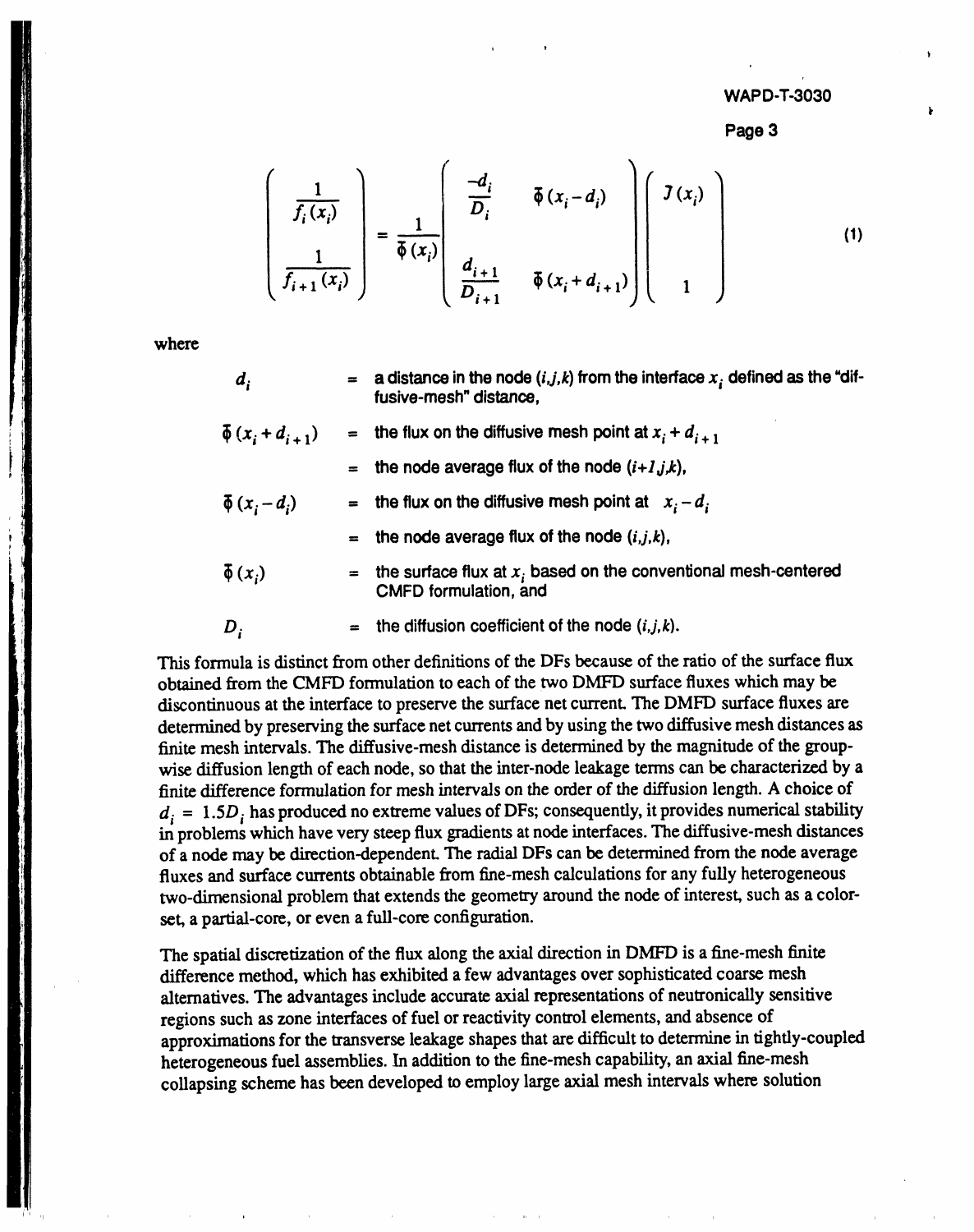$$
\begin{pmatrix} \dfrac{1}{f_i(x_i)} \\ \\ \dfrac{1}{f_{i+1}(x_i)} \end{pmatrix} = \frac{1}{\bar{\phi}(x_i)} \begin{pmatrix} \dfrac{-d_i}{D_i} & \bar{\phi}(x_i - d_i) \\ \\ \dfrac{d_{i+1}}{D_{i+1}} & \bar{\phi}(x_i + d_{i+1}) \end{pmatrix} \begin{pmatrix} J(x_i) \\ \\ 1 \end{pmatrix} \tag{1}
$$

where

| | | |
|---|---|---|
| $d_i$ | = | a distance in the node $(i,j,k)$ from the interface $x_i$ defined as the "diffusive-mesh" distance, |
| $\bar{\phi}(x_i + d_{i+1})$ | = | the flux on the diffusive mesh point at $x_i + d_{i+1}$ |
| | = | the node average flux of the node $(i+1,j,k)$, |
| $\bar{\phi}(x_i - d_i)$ | = | the flux on the diffusive mesh point at $x_i - d_i$ |
| | = | the node average flux of the node $(i,j,k)$, |
| $\bar{\phi}(x_i)$ | = | the surface flux at $x_i$ based on the conventional mesh-centered CMFD formulation, and |
| $D_i$ | = | the diffusion coefficient of the node $(i,j,k)$. |

This formula is distinct from other definitions of the DFs because of the ratio of the surface flux obtained from the CMFD formulation to each of the two DMFD surface fluxes which may be discontinuous at the interface to preserve the surface net current. The DMFD surface fluxes are determined by preserving the surface net currents and by using the two diffusive mesh distances as finite mesh intervals. The diffusive-mesh distance is determined by the magnitude of the group-wise diffusion length of each node, so that the inter-node leakage terms can be characterized by a finite difference formulation for mesh intervals on the order of the diffusion length. A choice of $d_i = 1.5D_i$ has produced no extreme values of DFs; consequently, it provides numerical stability in problems which have very steep flux gradients at node interfaces. The diffusive-mesh distances of a node may be direction-dependent. The radial DFs can be determined from the node average fluxes and surface currents obtainable from fine-mesh calculations for any fully heterogeneous two-dimensional problem that extends the geometry around the node of interest, such as a color-set, a partial-core, or even a full-core configuration.

The spatial discretization of the flux along the axial direction in DMFD is a fine-mesh finite difference method, which has exhibited a few advantages over sophisticated coarse mesh alternatives. The advantages include accurate axial representations of neutronically sensitive regions such as zone interfaces of fuel or reactivity control elements, and absence of approximations for the transverse leakage shapes that are difficult to determine in tightly-coupled heterogeneous fuel assemblies. In addition to the fine-mesh capability, an axial fine-mesh collapsing scheme has been developed to employ large axial mesh intervals where solution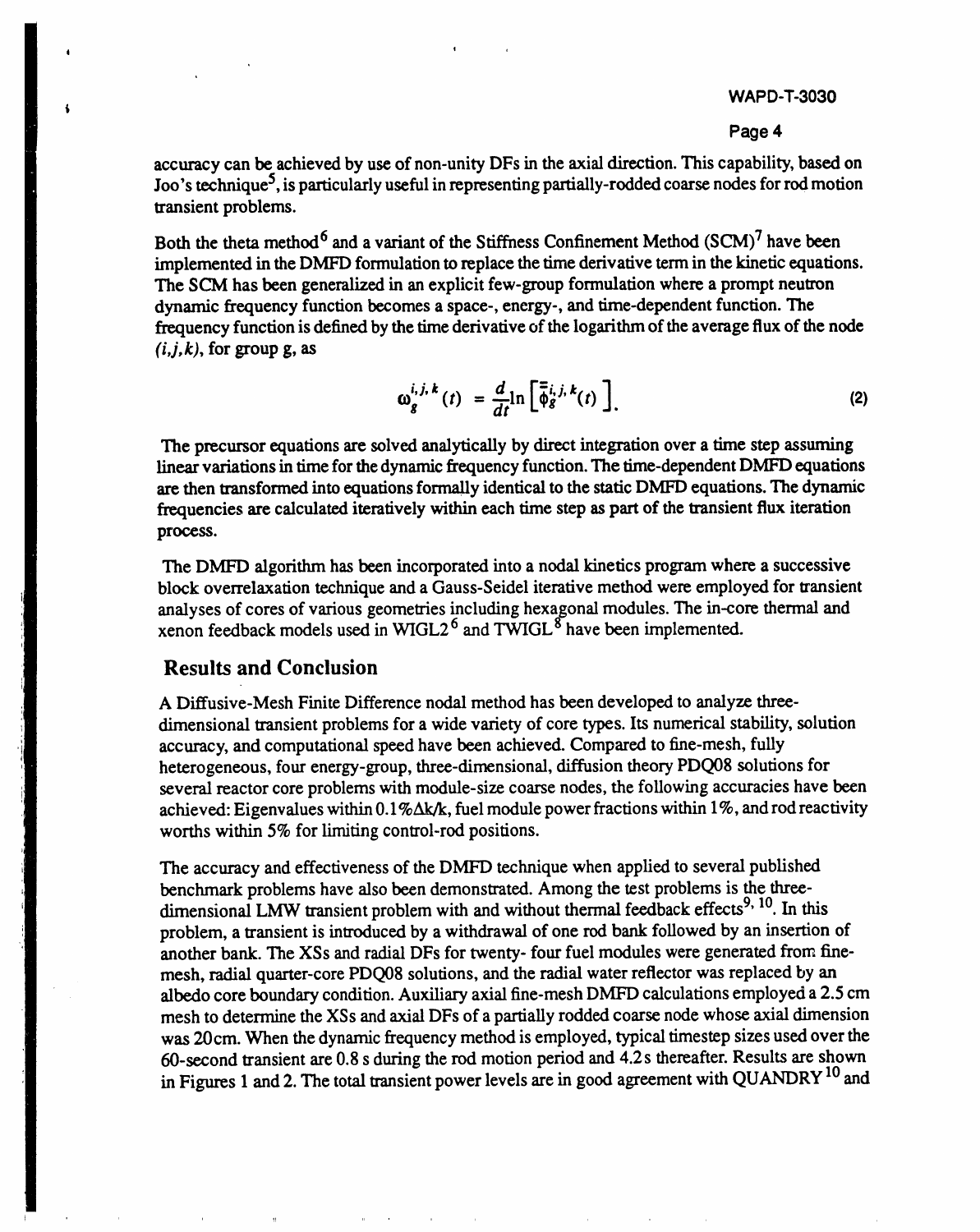accuracy can be achieved by use of non-unity DFs in the axial direction. This capability, based on Joo's technique[5], is particularly useful in representing partially-rodded coarse nodes for rod motion transient problems.

Both the theta method[6] and a variant of the Stiffness Confinement Method (SCM)[7] have been implemented in the DMFD formulation to replace the time derivative term in the kinetic equations. The SCM has been generalized in an explicit few-group formulation where a prompt neutron dynamic frequency function becomes a space-, energy-, and time-dependent function. The frequency function is defined by the time derivative of the logarithm of the average flux of the node $(i,j,k)$, for group g, as

$$\omega_g^{i,j,k}(t) = \frac{d}{dt}\ln\left[\bar{\bar{\phi}}_g^{i,j,k}(t)\right]. \tag{2}$$

The precursor equations are solved analytically by direct integration over a time step assuming linear variations in time for the dynamic frequency function. The time-dependent DMFD equations are then transformed into equations formally identical to the static DMFD equations. The dynamic frequencies are calculated iteratively within each time step as part of the transient flux iteration process.

The DMFD algorithm has been incorporated into a nodal kinetics program where a successive block overrelaxation technique and a Gauss-Seidel iterative method were employed for transient analyses of cores of various geometries including hexagonal modules. The in-core thermal and xenon feedback models used in WIGL2[6] and TWIGL[8] have been implemented.

## Results and Conclusion

A Diffusive-Mesh Finite Difference nodal method has been developed to analyze three-dimensional transient problems for a wide variety of core types. Its numerical stability, solution accuracy, and computational speed have been achieved. Compared to fine-mesh, fully heterogeneous, four energy-group, three-dimensional, diffusion theory PDQ08 solutions for several reactor core problems with module-size coarse nodes, the following accuracies have been achieved: Eigenvalues within 0.1%Δk/k, fuel module power fractions within 1%, and rod reactivity worths within 5% for limiting control-rod positions.

The accuracy and effectiveness of the DMFD technique when applied to several published benchmark problems have also been demonstrated. Among the test problems is the three-dimensional LMW transient problem with and without thermal feedback effects[9, 10]. In this problem, a transient is introduced by a withdrawal of one rod bank followed by an insertion of another bank. The XSs and radial DFs for twenty- four fuel modules were generated from fine-mesh, radial quarter-core PDQ08 solutions, and the radial water reflector was replaced by an albedo core boundary condition. Auxiliary axial fine-mesh DMFD calculations employed a 2.5 cm mesh to determine the XSs and axial DFs of a partially rodded coarse node whose axial dimension was 20cm. When the dynamic frequency method is employed, typical timestep sizes used over the 60-second transient are 0.8 s during the rod motion period and 4.2 s thereafter. Results are shown in Figures 1 and 2. The total transient power levels are in good agreement with QUANDRY[10] and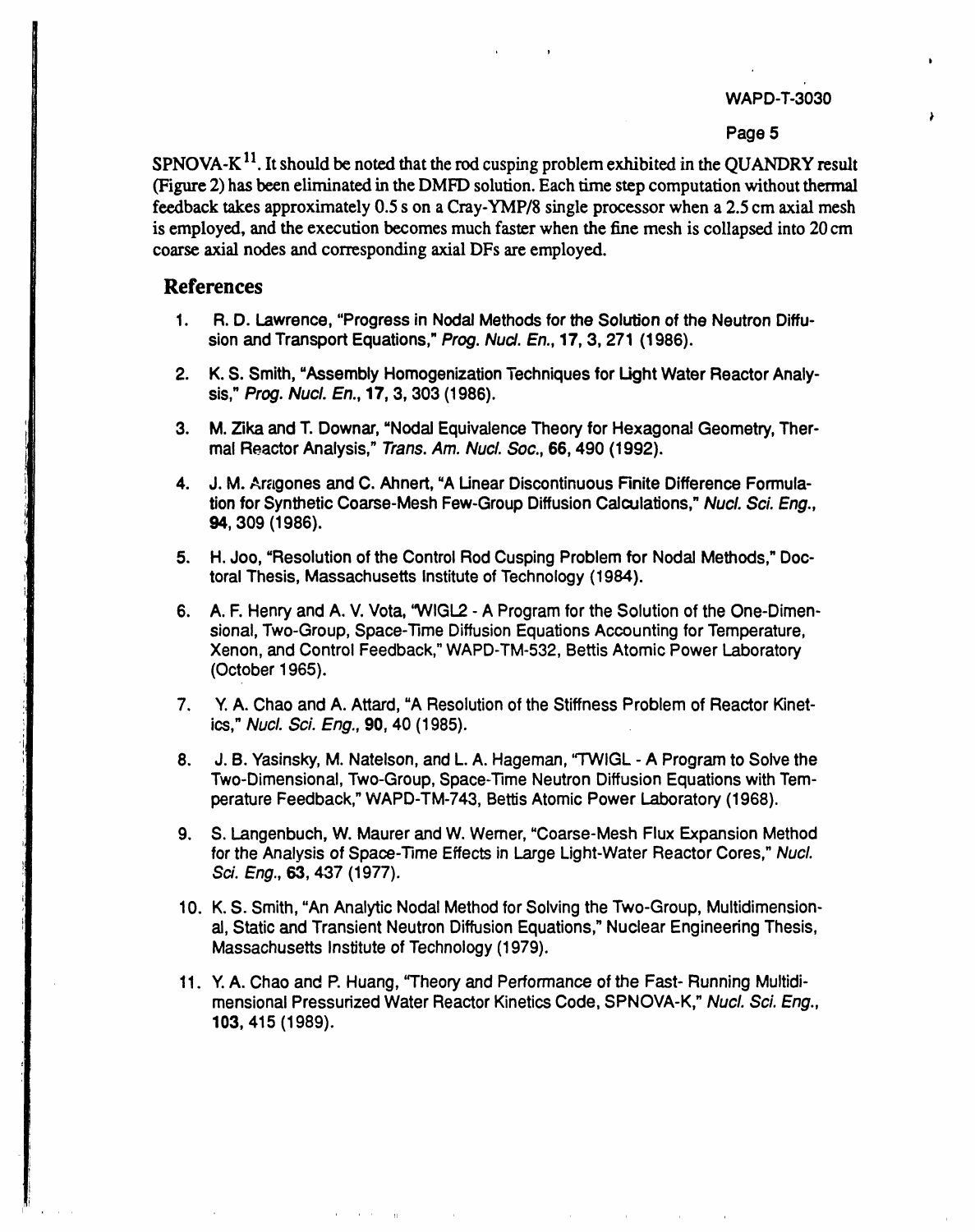SPNOVA-K[11]. It should be noted that the rod cusping problem exhibited in the QUANDRY result (Figure 2) has been eliminated in the DMFD solution. Each time step computation without thermal feedback takes approximately 0.5 s on a Cray-YMP/8 single processor when a 2.5 cm axial mesh is employed, and the execution becomes much faster when the fine mesh is collapsed into 20 cm coarse axial nodes and corresponding axial DFs are employed.

## References

1. R. D. Lawrence, "Progress in Nodal Methods for the Solution of the Neutron Diffusion and Transport Equations," *Prog. Nucl. En.*, **17**, **3**, 271 (1986).

2. K. S. Smith, "Assembly Homogenization Techniques for Light Water Reactor Analysis," *Prog. Nucl. En.*, **17**, **3**, 303 (1986).

3. M. Zika and T. Downar, "Nodal Equivalence Theory for Hexagonal Geometry, Thermal Reactor Analysis," *Trans. Am. Nucl. Soc.*, **66**, 490 (1992).

4. J. M. Aragones and C. Ahnert, "A Linear Discontinuous Finite Difference Formulation for Synthetic Coarse-Mesh Few-Group Diffusion Calculations," *Nucl. Sci. Eng.*, **94**, 309 (1986).

5. H. Joo, "Resolution of the Control Rod Cusping Problem for Nodal Methods," Doctoral Thesis, Massachusetts Institute of Technology (1984).

6. A. F. Henry and A. V. Vota, "WIGL2 - A Program for the Solution of the One-Dimensional, Two-Group, Space-Time Diffusion Equations Accounting for Temperature, Xenon, and Control Feedback," WAPD-TM-532, Bettis Atomic Power Laboratory (October 1965).

7. Y. A. Chao and A. Attard, "A Resolution of the Stiffness Problem of Reactor Kinetics," *Nucl. Sci. Eng.*, **90**, 40 (1985).

8. J. B. Yasinsky, M. Natelson, and L. A. Hageman, "TWIGL - A Program to Solve the Two-Dimensional, Two-Group, Space-Time Neutron Diffusion Equations with Temperature Feedback," WAPD-TM-743, Bettis Atomic Power Laboratory (1968).

9. S. Langenbuch, W. Maurer and W. Werner, "Coarse-Mesh Flux Expansion Method for the Analysis of Space-Time Effects in Large Light-Water Reactor Cores," *Nucl. Sci. Eng.*, **63**, 437 (1977).

10. K. S. Smith, "An Analytic Nodal Method for Solving the Two-Group, Multidimensional, Static and Transient Neutron Diffusion Equations," Nuclear Engineering Thesis, Massachusetts Institute of Technology (1979).

11. Y. A. Chao and P. Huang, "Theory and Performance of the Fast- Running Multidimensional Pressurized Water Reactor Kinetics Code, SPNOVA-K," *Nucl. Sci. Eng.*, **103**, 415 (1989).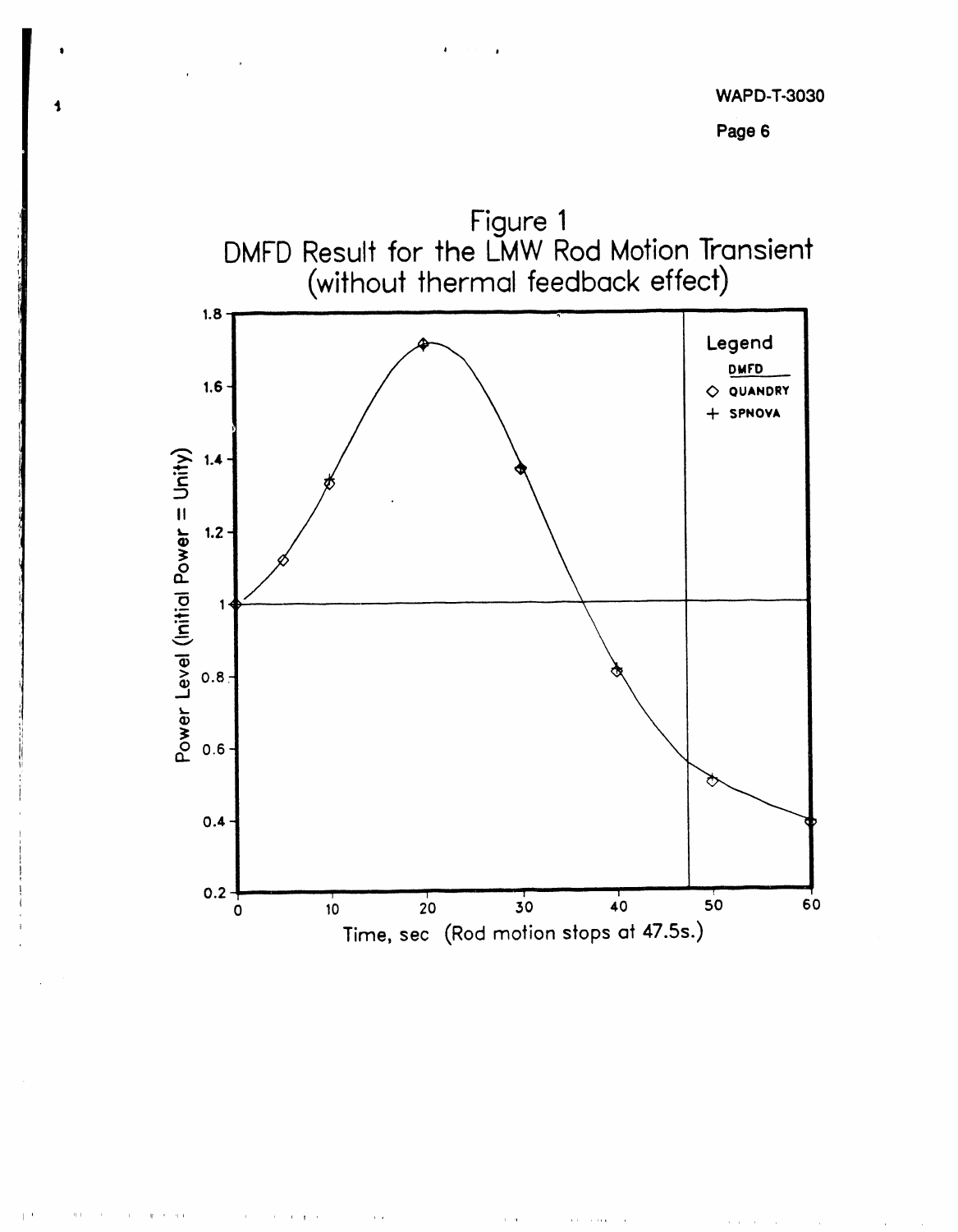Figure 1
DMFD Result for the LMW Rod Motion Transient
(without thermal feedback effect)

Legend
DMFD ———
◇ QUANDRY
+ SPNOVA

Power Level (Initial Power = Unity)

Time, sec (Rod motion stops at 47.5s.)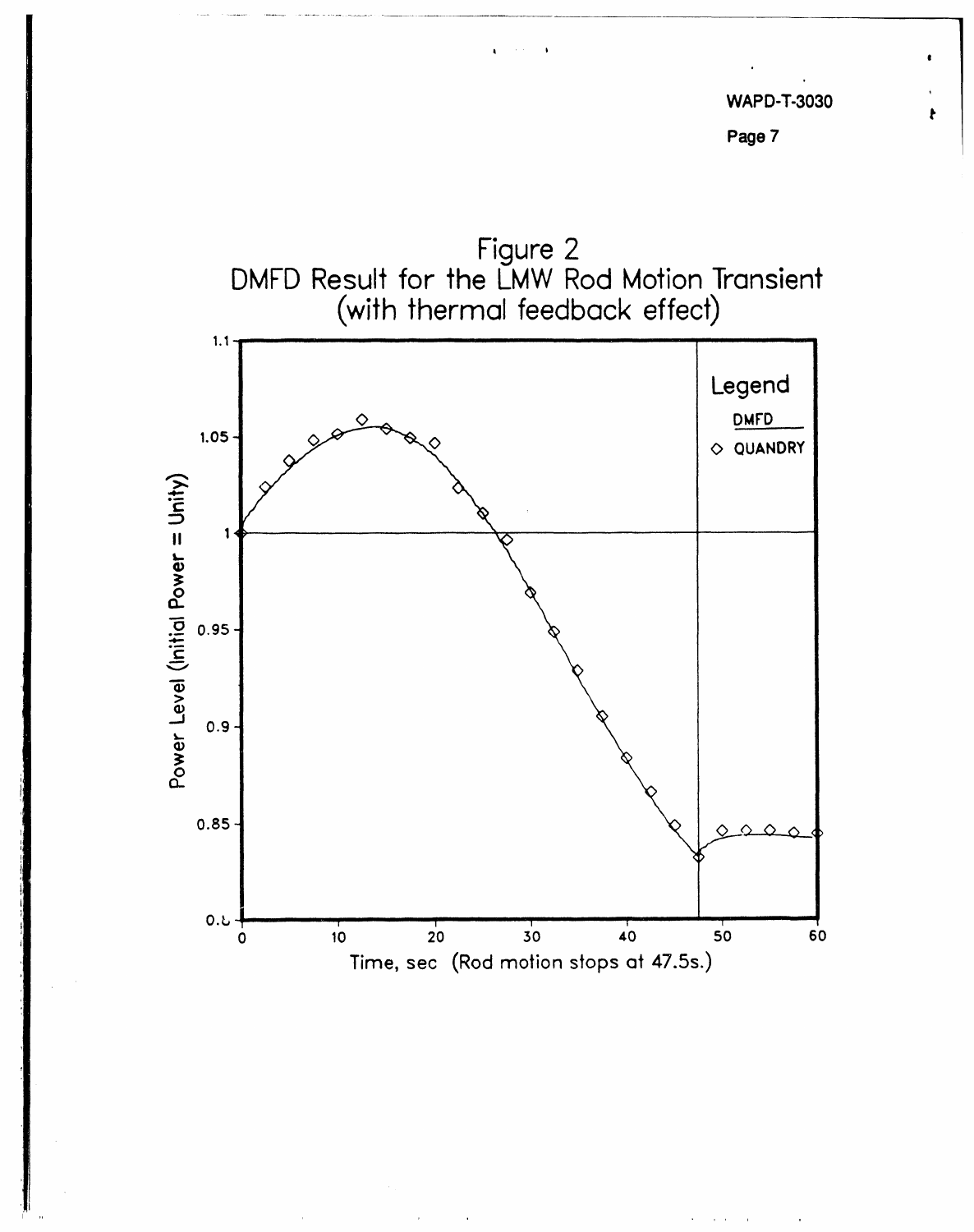Figure 2
DMFD Result for the LMW Rod Motion Transient
(with thermal feedback effect)

Time, sec (Rod motion stops at 47.5s.)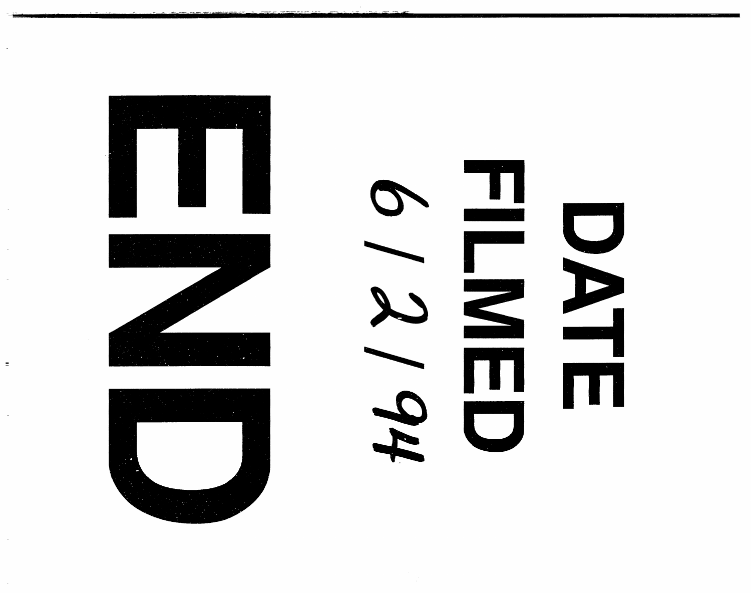# END

# DATE FILMED

6 / 2 / 94